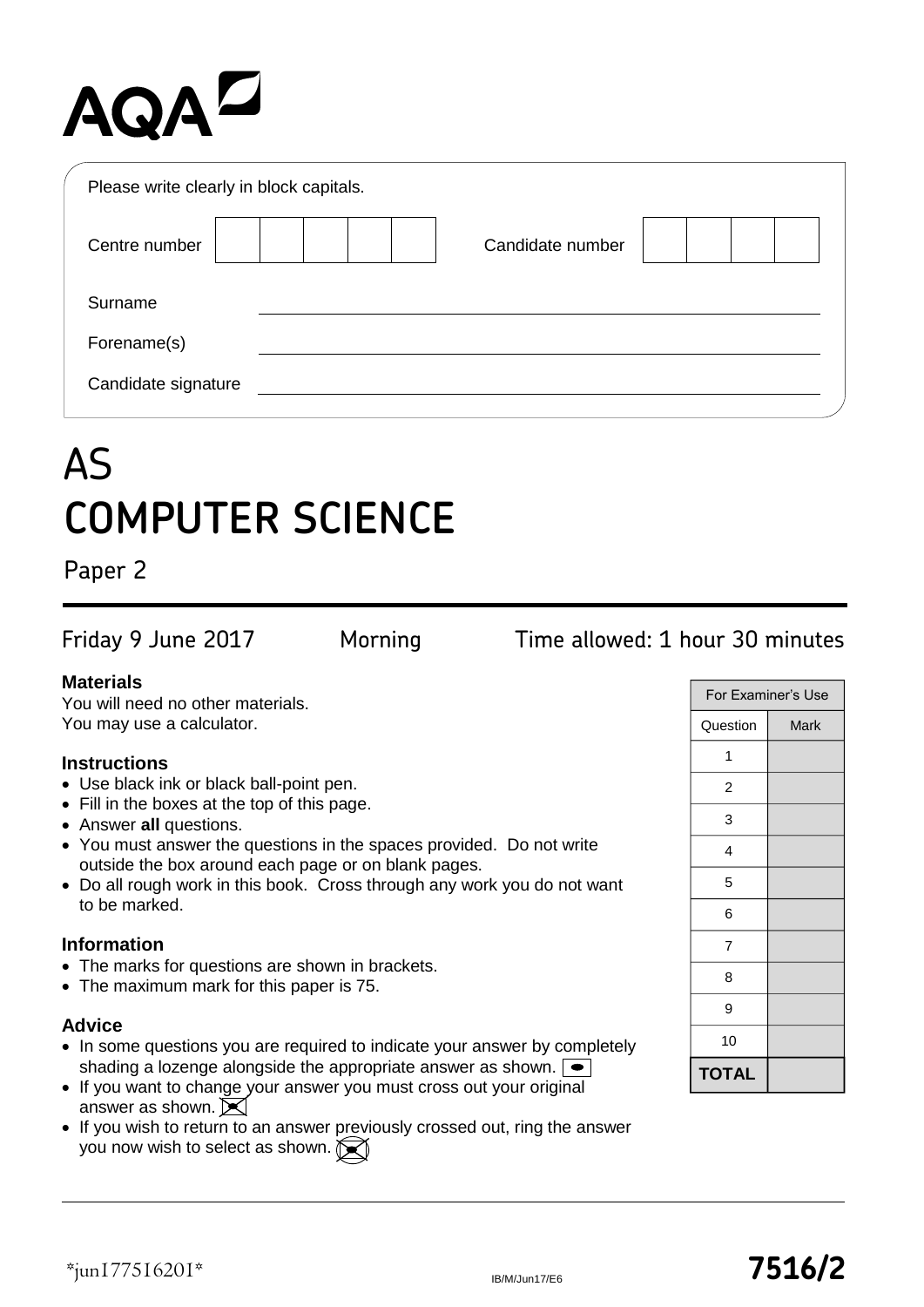AQA

Please write clearly in block capitals.

| Centre number | | | | | | Candidate number | | | | |
|---|---|---|---|---|---|---|---|---|---|---|

Surname ____________________

Forename(s) ____________________

Candidate signature ____________________

# AS
# COMPUTER SCIENCE

## Paper 2

Friday 9 June 2017 Morning Time allowed: 1 hour 30 minutes

**Materials**

You will need no other materials.
You may use a calculator.

**Instructions**

- Use black ink or black ball-point pen.
- Fill in the boxes at the top of this page.
- Answer **all** questions.
- You must answer the questions in the spaces provided. Do not write outside the box around each page or on blank pages.
- Do all rough work in this book. Cross through any work you do not want to be marked.

**Information**

- The marks for questions are shown in brackets.
- The maximum mark for this paper is 75.

**Advice**

- In some questions you are required to indicate your answer by completely shading a lozenge alongside the appropriate answer as shown.
- If you want to change your answer you must cross out your original answer as shown.
- If you wish to return to an answer previously crossed out, ring the answer you now wish to select as shown.

| For Examiner's Use | |
|---|---|
| Question | Mark |
| 1 | |
| 2 | |
| 3 | |
| 4 | |
| 5 | |
| 6 | |
| 7 | |
| 8 | |
| 9 | |
| 10 | |
| **TOTAL** | |

\*jun1775162O1\*

IB/M/Jun17/E6

**7516/2**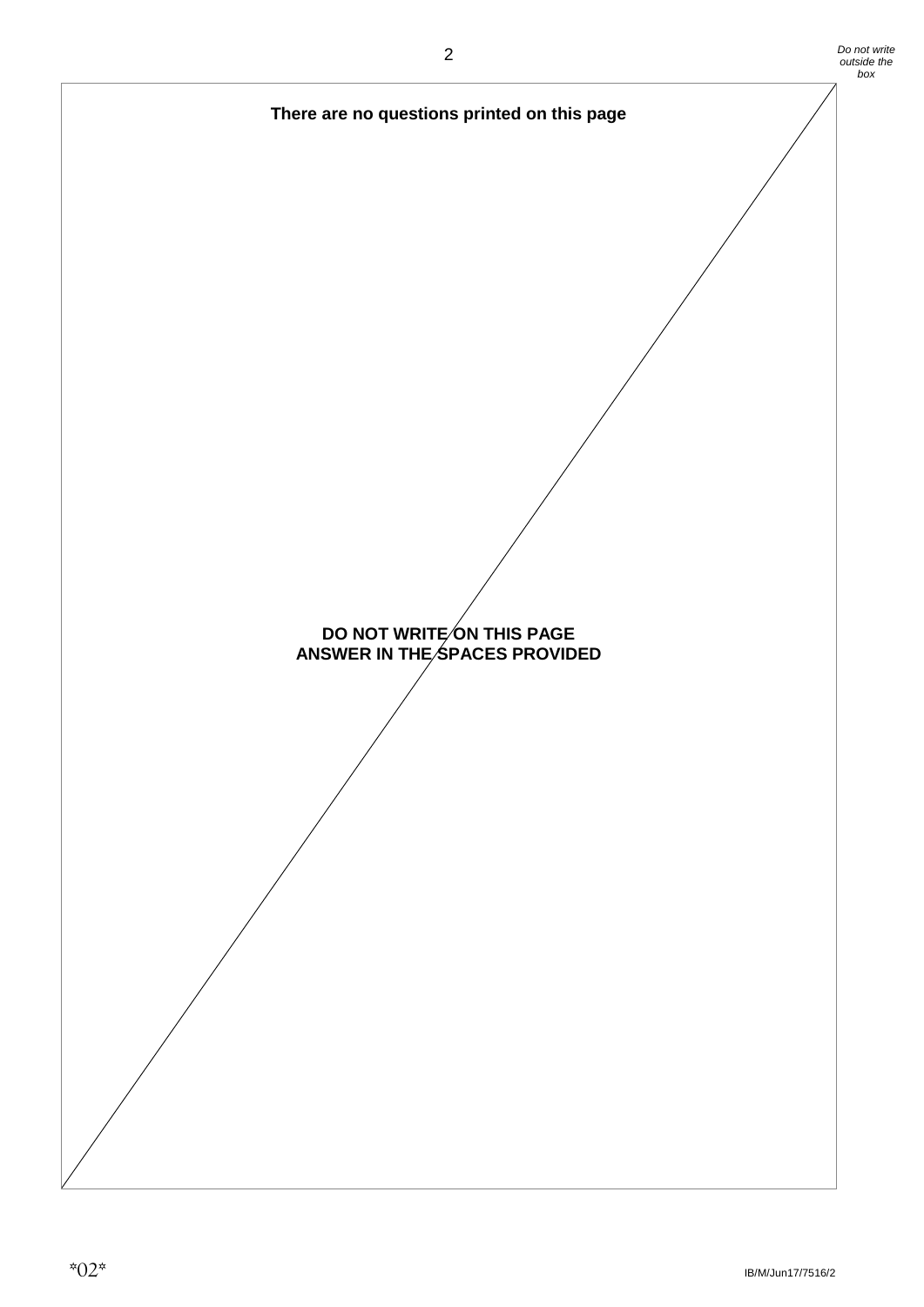**There are no questions printed on this page**

**DO NOT WRITE ON THIS PAGE**
**ANSWER IN THE SPACES PROVIDED**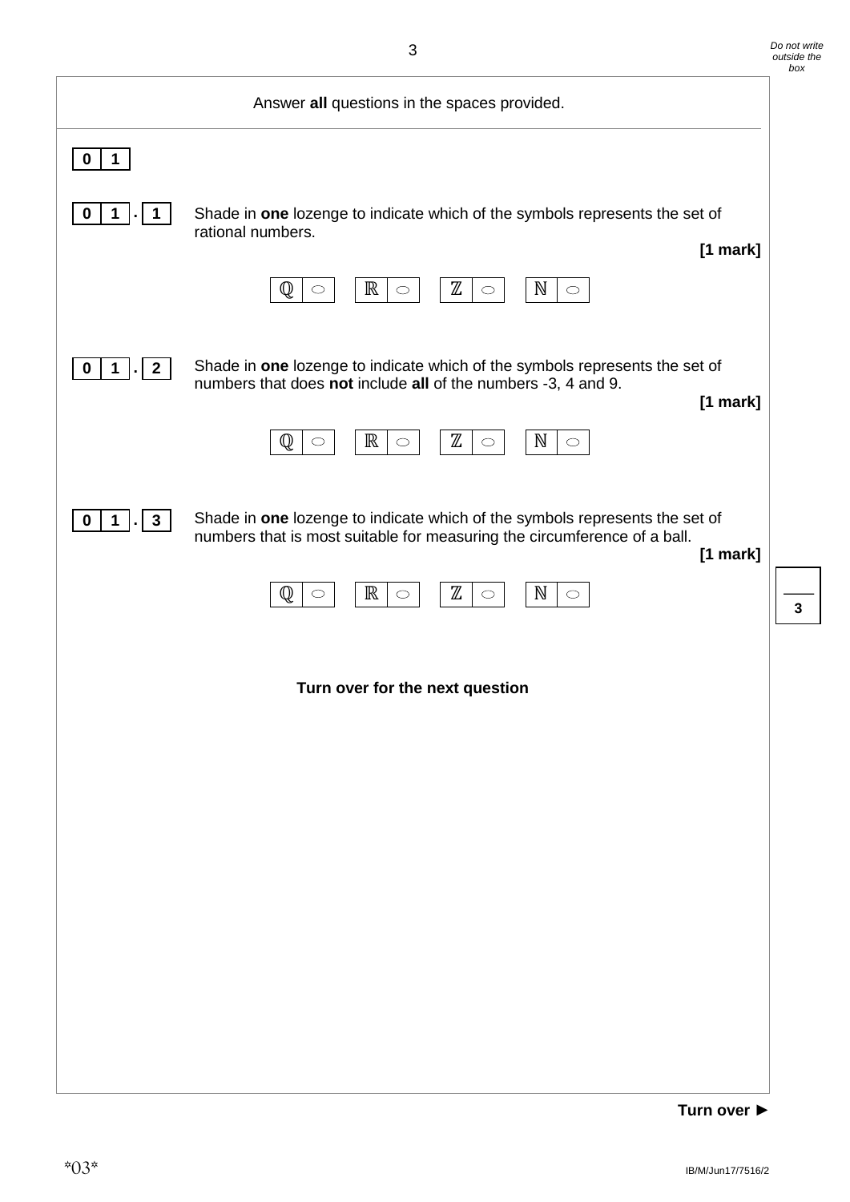Answer **all** questions in the spaces provided.

**0 1**

**0 1 . 1** Shade in **one** lozenge to indicate which of the symbols represents the set of rational numbers.

**[1 mark]**

$\mathbb{Q}$ ○ $\mathbb{R}$ ○ $\mathbb{Z}$ ○ $\mathbb{N}$ ○

**0 1 . 2** Shade in **one** lozenge to indicate which of the symbols represents the set of numbers that does **not** include **all** of the numbers -3, 4 and 9.

**[1 mark]**

$\mathbb{Q}$ ○ $\mathbb{R}$ ○ $\mathbb{Z}$ ○ $\mathbb{N}$ ○

**0 1 . 3** Shade in **one** lozenge to indicate which of the symbols represents the set of numbers that is most suitable for measuring the circumference of a ball.

**[1 mark]**

$\mathbb{Q}$ ○ $\mathbb{R}$ ○ $\mathbb{Z}$ ○ $\mathbb{N}$ ○

**Turn over for the next question**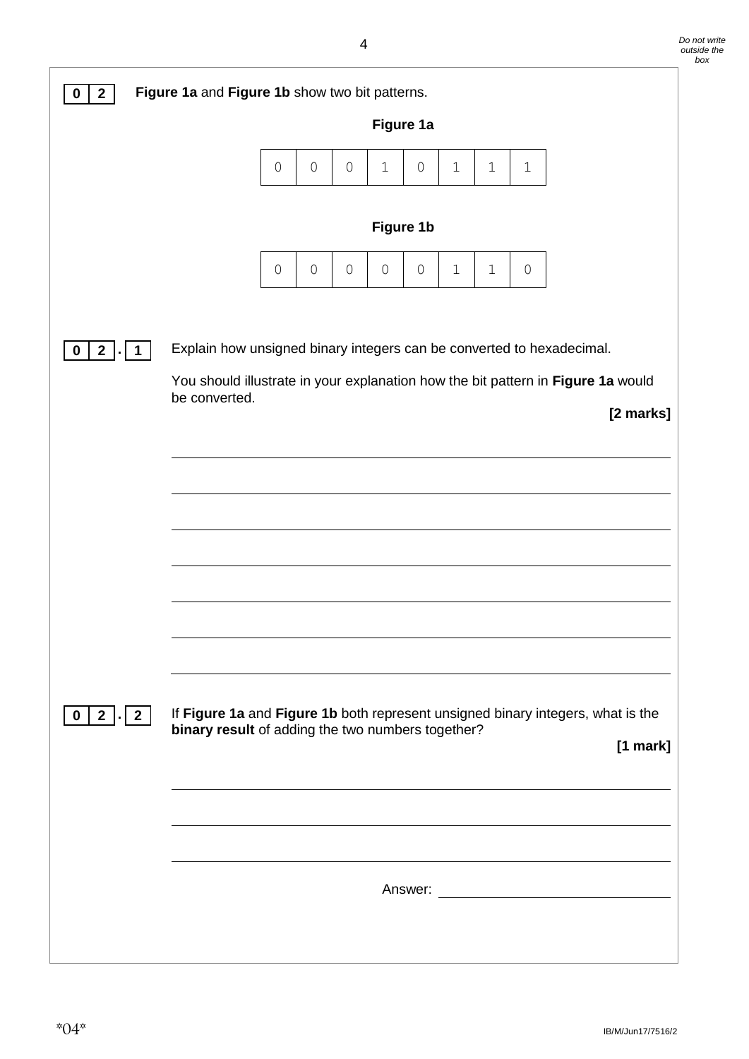**0 2** **Figure 1a** and **Figure 1b** show two bit patterns.

**Figure 1a**

| 0 | 0 | 0 | 1 | 0 | 1 | 1 | 1 |
|---|---|---|---|---|---|---|---|

**Figure 1b**

| 0 | 0 | 0 | 0 | 0 | 1 | 1 | 0 |
|---|---|---|---|---|---|---|---|

**0 2 . 1** Explain how unsigned binary integers can be converted to hexadecimal.

You should illustrate in your explanation how the bit pattern in **Figure 1a** would be converted.

**[2 marks]**

**0 2 . 2** If **Figure 1a** and **Figure 1b** both represent unsigned binary integers, what is the **binary result** of adding the two numbers together?

**[1 mark]**

Answer: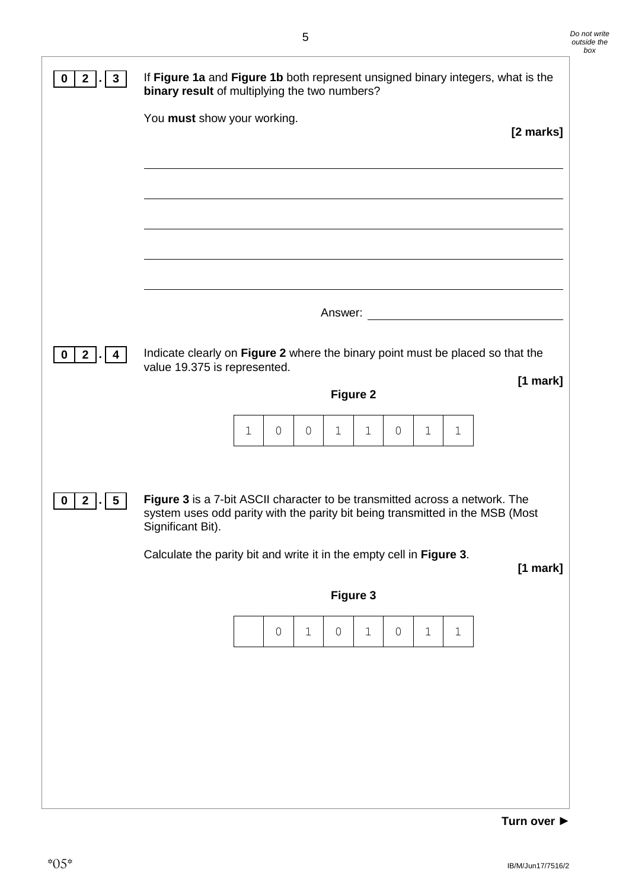**0 2 . 3** If **Figure 1a** and **Figure 1b** both represent unsigned binary integers, what is the **binary result** of multiplying the two numbers?

You **must** show your working.

**[2 marks]**

Answer: ______________________

**0 2 . 4** Indicate clearly on **Figure 2** where the binary point must be placed so that the value 19.375 is represented.

**[1 mark]**

**Figure 2**

| 1 | 0 | 0 | 1 | 1 | 0 | 1 | 1 |
|---|---|---|---|---|---|---|---|

**0 2 . 5** **Figure 3** is a 7-bit ASCII character to be transmitted across a network. The system uses odd parity with the parity bit being transmitted in the MSB (Most Significant Bit).

Calculate the parity bit and write it in the empty cell in **Figure 3**.

**[1 mark]**

**Figure 3**

|   | 0 | 1 | 0 | 1 | 0 | 1 | 1 |
|---|---|---|---|---|---|---|---|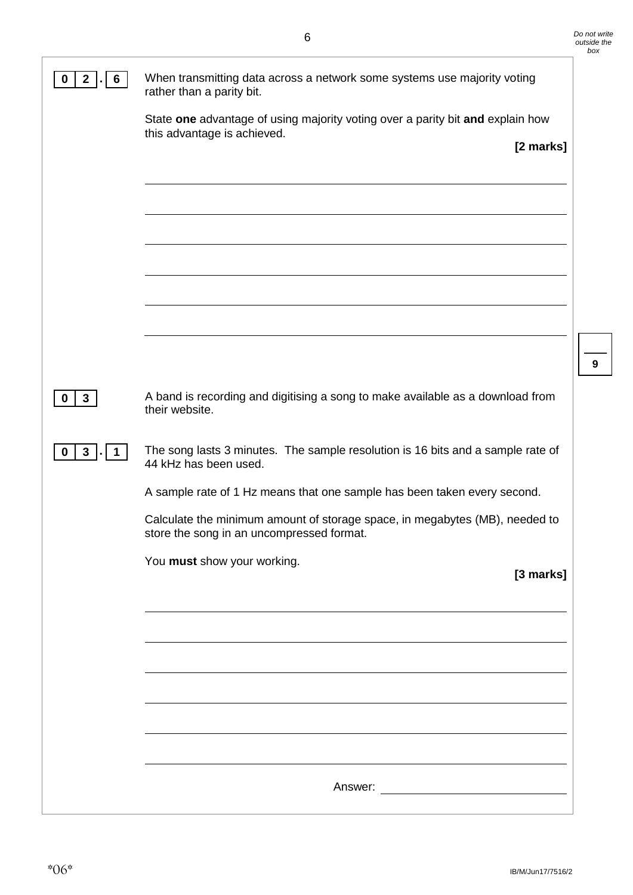**0 2 . 6** When transmitting data across a network some systems use majority voting rather than a parity bit.

State **one** advantage of using majority voting over a parity bit **and** explain how this advantage is achieved.

**[2 marks]**

______________________________________________________________________

______________________________________________________________________

______________________________________________________________________

______________________________________________________________________

______________________________________________________________________

______________________________________________________________________

**0 3** A band is recording and digitising a song to make available as a download from their website.

**0 3 . 1** The song lasts 3 minutes. The sample resolution is 16 bits and a sample rate of 44 kHz has been used.

A sample rate of 1 Hz means that one sample has been taken every second.

Calculate the minimum amount of storage space, in megabytes (MB), needed to store the song in an uncompressed format.

You **must** show your working.

**[3 marks]**

______________________________________________________________________

______________________________________________________________________

______________________________________________________________________

______________________________________________________________________

______________________________________________________________________

______________________________________________________________________

Answer: ______________________________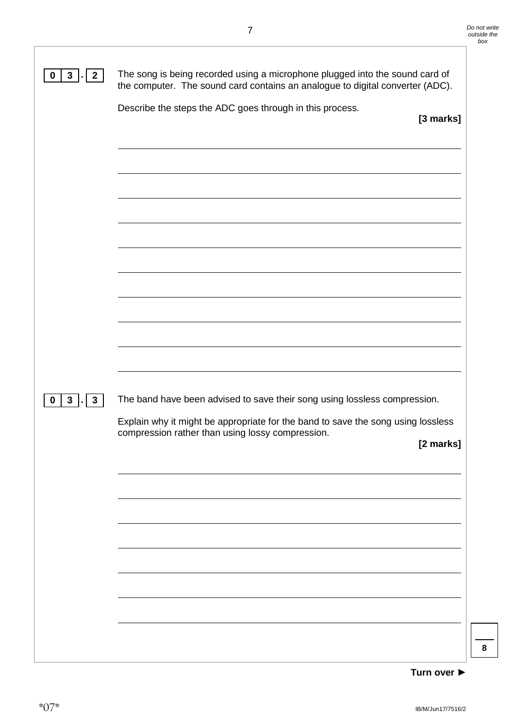**0 3 . 2** The song is being recorded using a microphone plugged into the sound card of the computer. The sound card contains an analogue to digital converter (ADC).

Describe the steps the ADC goes through in this process.

**[3 marks]**

**0 3 . 3** The band have been advised to save their song using lossless compression.

Explain why it might be appropriate for the band to save the song using lossless compression rather than using lossy compression.

**[2 marks]**

**Turn over ►**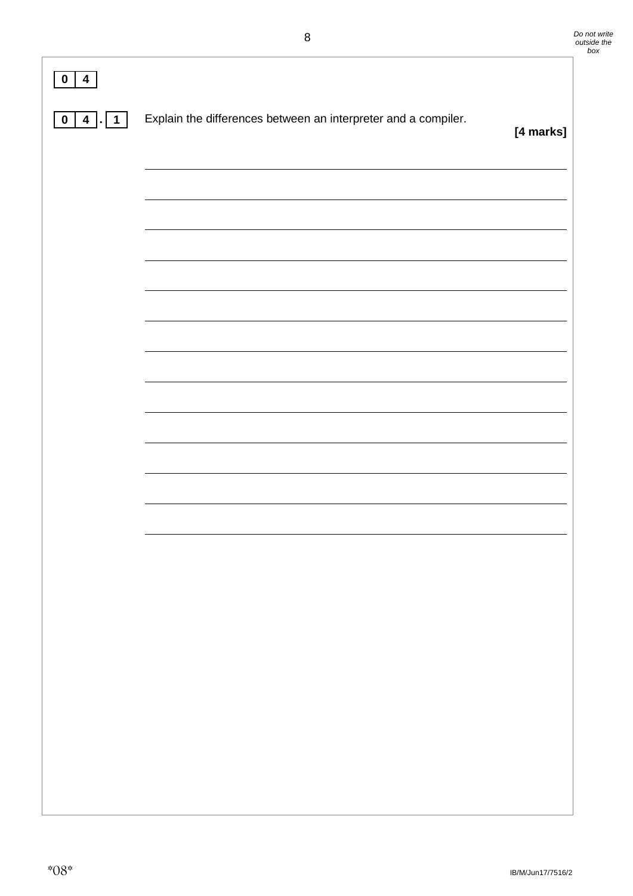**0 4**

**0 4 . 1** Explain the differences between an interpreter and a compiler.

**[4 marks]**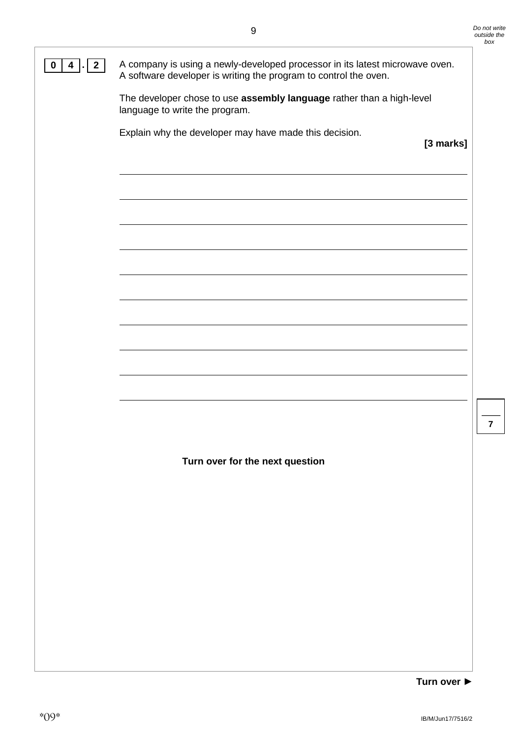**0 4 . 2** A company is using a newly-developed processor in its latest microwave oven. A software developer is writing the program to control the oven.

The developer chose to use **assembly language** rather than a high-level language to write the program.

Explain why the developer may have made this decision.

**[3 marks]**

______________________________________________________________________

______________________________________________________________________

______________________________________________________________________

______________________________________________________________________

______________________________________________________________________

______________________________________________________________________

______________________________________________________________________

______________________________________________________________________

______________________________________________________________________

**Turn over for the next question**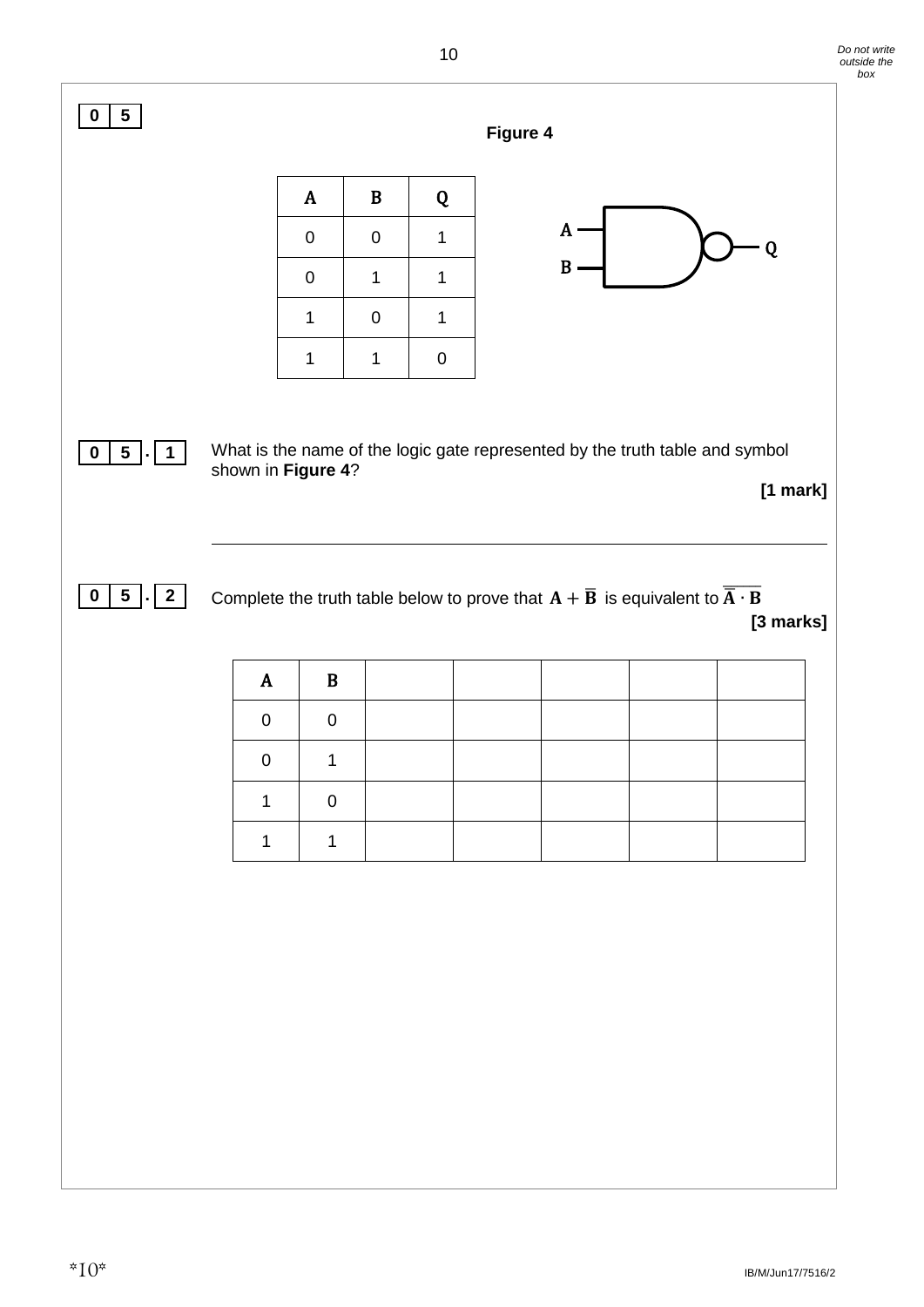**0 5**

**Figure 4**

| A | B | Q |
|---|---|---|
| 0 | 0 | 1 |
| 0 | 1 | 1 |
| 1 | 0 | 1 |
| 1 | 1 | 0 |

**0 5 . 1** What is the name of the logic gate represented by the truth table and symbol shown in **Figure 4**?

**[1 mark]**

______________________________________________________________

**0 5 . 2** Complete the truth table below to prove that $\mathbf{A + \overline{B}}$ is equivalent to $\mathbf{\overline{\overline{A} \cdot B}}$

**[3 marks]**

| A | B | | | | | |
|---|---|---|---|---|---|---|
| 0 | 0 | | | | | |
| 0 | 1 | | | | | |
| 1 | 0 | | | | | |
| 1 | 1 | | | | | |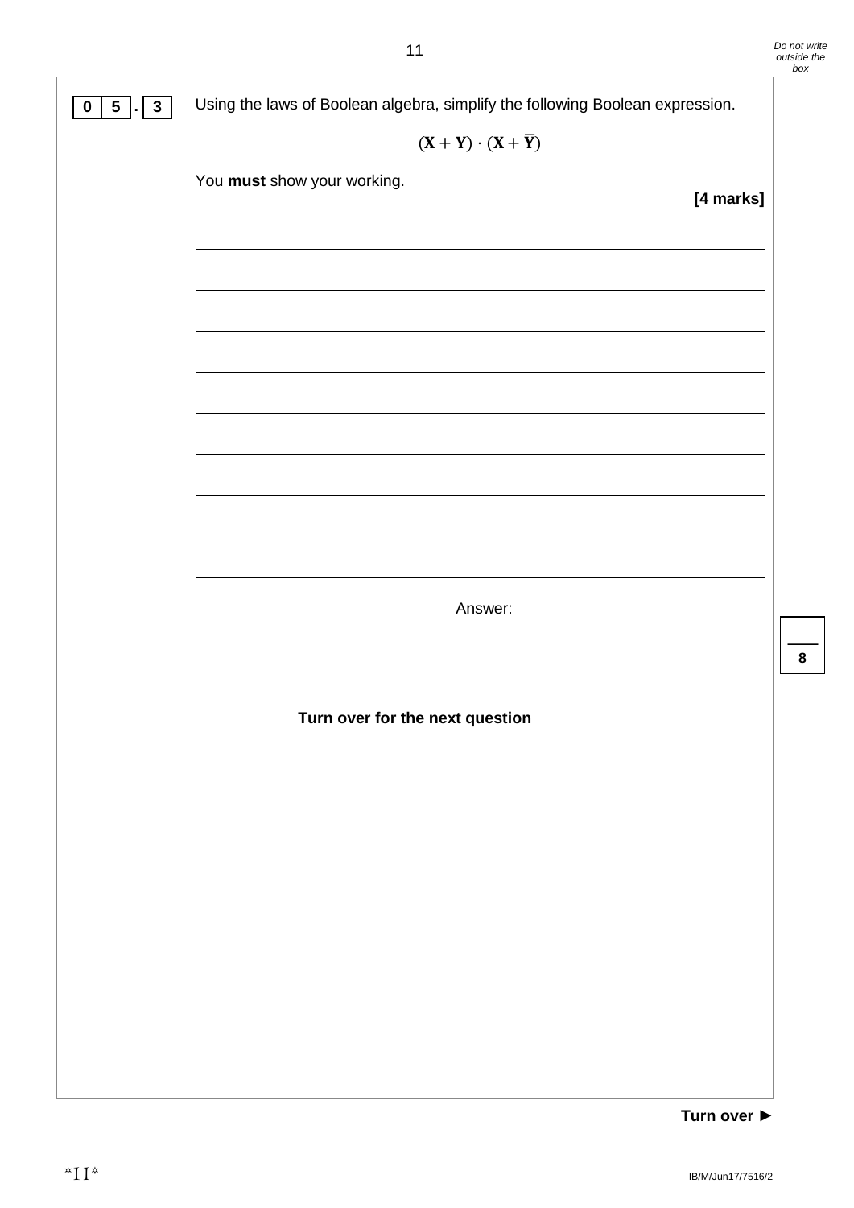**0 5 . 3** Using the laws of Boolean algebra, simplify the following Boolean expression.

$$(\mathbf{X} + \mathbf{Y}) \cdot (\mathbf{X} + \overline{\mathbf{Y}})$$

You **must** show your working.

**[4 marks]**

Answer: ______________________

**Turn over for the next question**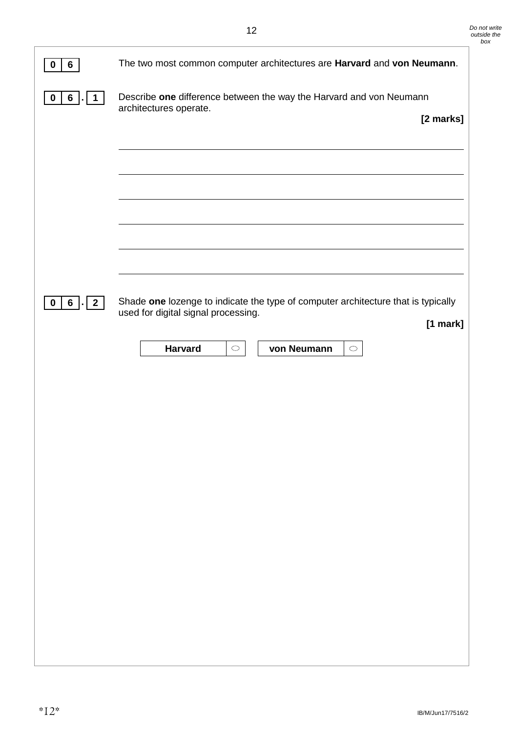**0 6** The two most common computer architectures are **Harvard** and **von Neumann**.

**0 6 . 1** Describe **one** difference between the way the Harvard and von Neumann architectures operate.

**[2 marks]**

______________________________________________________________________

______________________________________________________________________

______________________________________________________________________

______________________________________________________________________

______________________________________________________________________

______________________________________________________________________

**0 6 . 2** Shade **one** lozenge to indicate the type of computer architecture that is typically used for digital signal processing.

**[1 mark]**

| **Harvard** | ○ | **von Neumann** | ○ |
|---|---|---|---|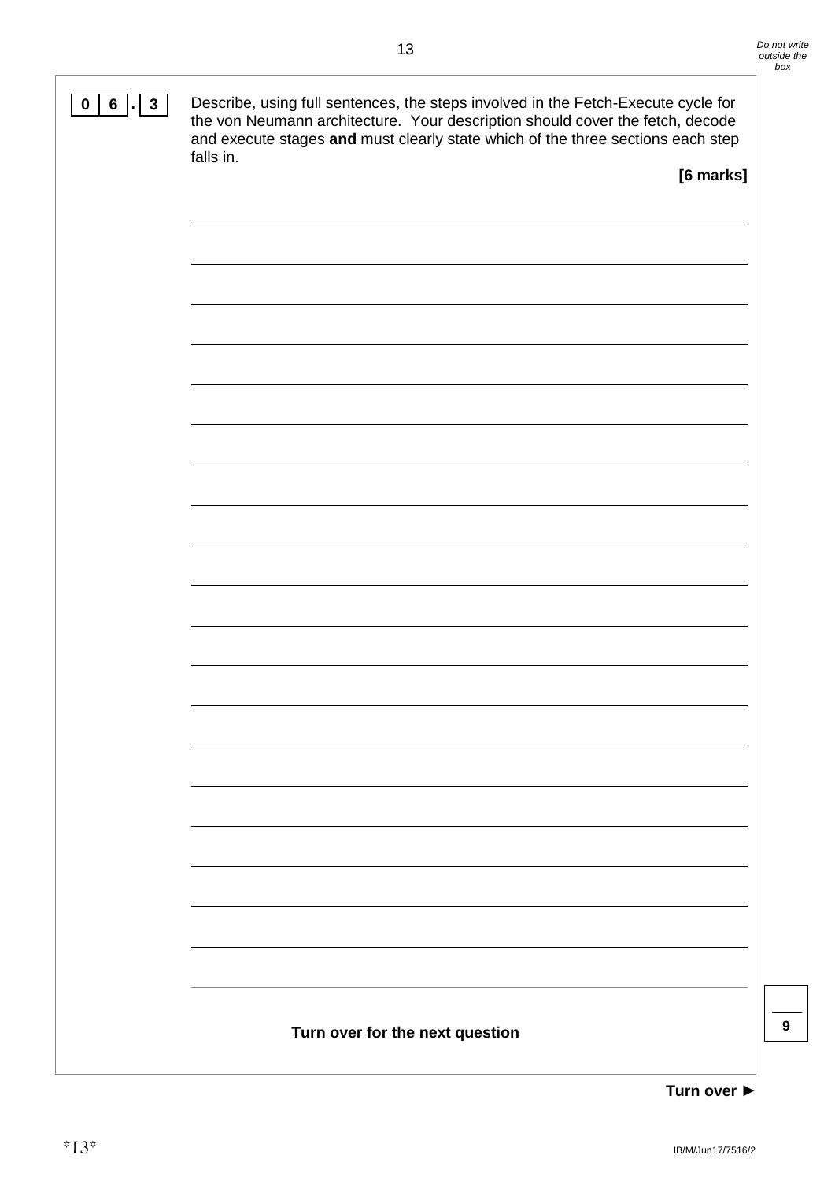**0 6 . 3** Describe, using full sentences, the steps involved in the Fetch-Execute cycle for the von Neumann architecture. Your description should cover the fetch, decode and execute stages **and** must clearly state which of the three sections each step falls in.

**[6 marks]**

**Turn over for the next question**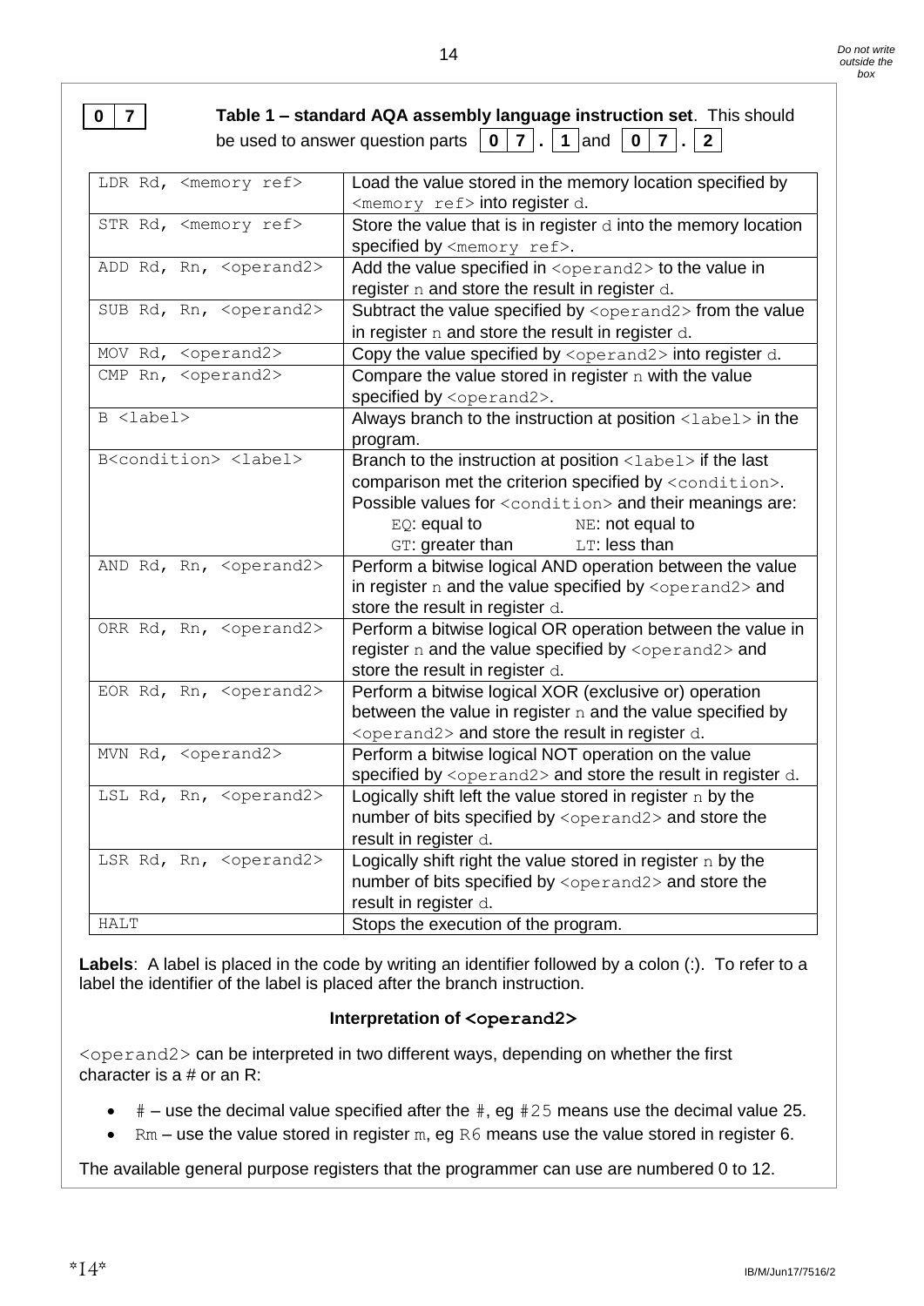**0 7** **Table 1 – standard AQA assembly language instruction set**. This should be used to answer question parts **0 7 . 1** and **0 7 . 2**

| | |
|---|---|
| `LDR Rd, <memory ref>` | Load the value stored in the memory location specified by `<memory ref>` into register `d`. |
| `STR Rd, <memory ref>` | Store the value that is in register `d` into the memory location specified by `<memory ref>`. |
| `ADD Rd, Rn, <operand2>` | Add the value specified in `<operand2>` to the value in register `n` and store the result in register `d`. |
| `SUB Rd, Rn, <operand2>` | Subtract the value specified by `<operand2>` from the value in register `n` and store the result in register `d`. |
| `MOV Rd, <operand2>` | Copy the value specified by `<operand2>` into register `d`. |
| `CMP Rn, <operand2>` | Compare the value stored in register `n` with the value specified by `<operand2>`. |
| `B <label>` | Always branch to the instruction at position `<label>` in the program. |
| `B<condition> <label>` | Branch to the instruction at position `<label>` if the last comparison met the criterion specified by `<condition>`. Possible values for `<condition>` and their meanings are: `EQ`: equal to, `NE`: not equal to, `GT`: greater than, `LT`: less than |
| `AND Rd, Rn, <operand2>` | Perform a bitwise logical AND operation between the value in register `n` and the value specified by `<operand2>` and store the result in register `d`. |
| `ORR Rd, Rn, <operand2>` | Perform a bitwise logical OR operation between the value in register `n` and the value specified by `<operand2>` and store the result in register `d`. |
| `EOR Rd, Rn, <operand2>` | Perform a bitwise logical XOR (exclusive or) operation between the value in register `n` and the value specified by `<operand2>` and store the result in register `d`. |
| `MVN Rd, <operand2>` | Perform a bitwise logical NOT operation on the value specified by `<operand2>` and store the result in register `d`. |
| `LSL Rd, Rn, <operand2>` | Logically shift left the value stored in register `n` by the number of bits specified by `<operand2>` and store the result in register `d`. |
| `LSR Rd, Rn, <operand2>` | Logically shift right the value stored in register `n` by the number of bits specified by `<operand2>` and store the result in register `d`. |
| `HALT` | Stops the execution of the program. |

**Labels**: A label is placed in the code by writing an identifier followed by a colon (:). To refer to a label the identifier of the label is placed after the branch instruction.

**Interpretation of `<operand2>`**

`<operand2>` can be interpreted in two different ways, depending on whether the first character is a # or an R:

- `#` – use the decimal value specified after the `#`, eg `#25` means use the decimal value 25.
- `Rm` – use the value stored in register `m`, eg `R6` means use the value stored in register 6.

The available general purpose registers that the programmer can use are numbered 0 to 12.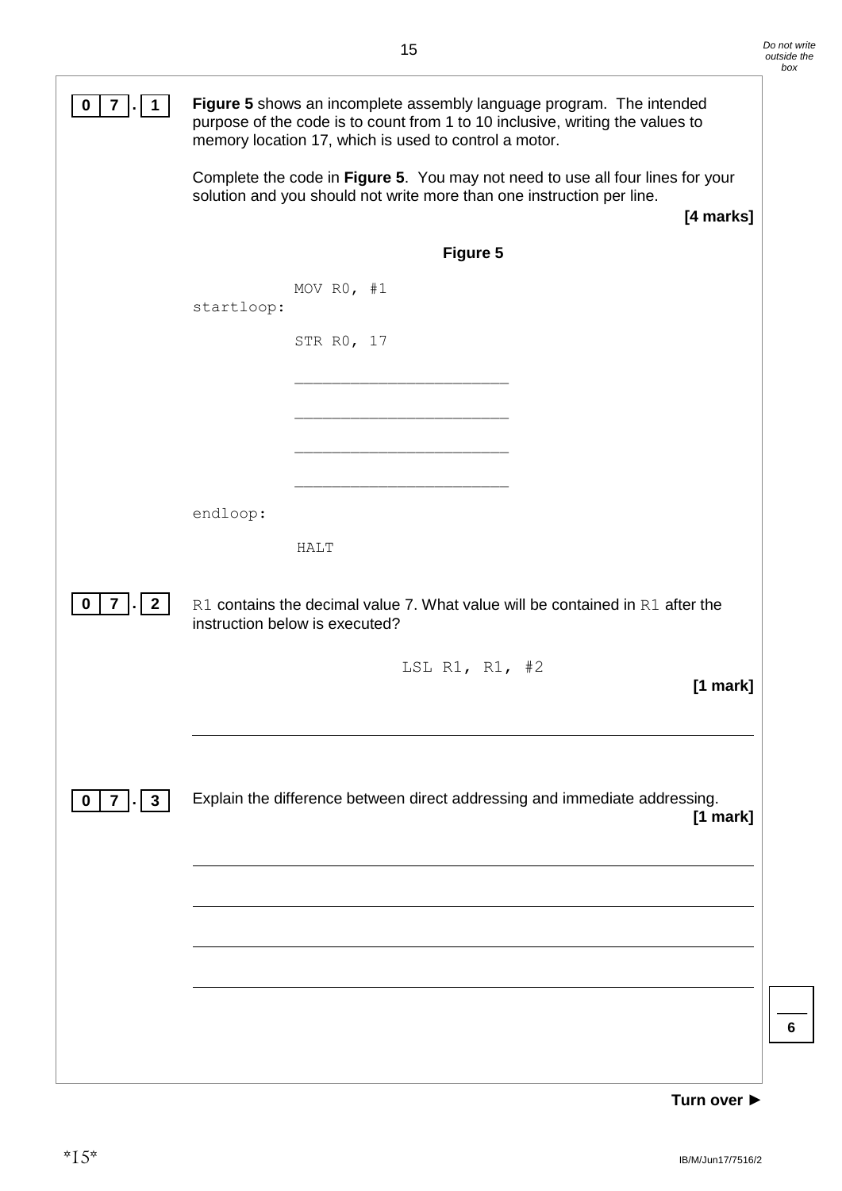**0 7 . 1** **Figure 5** shows an incomplete assembly language program. The intended purpose of the code is to count from 1 to 10 inclusive, writing the values to memory location 17, which is used to control a motor.

Complete the code in **Figure 5**. You may not need to use all four lines for your solution and you should not write more than one instruction per line.

**[4 marks]**

**Figure 5**

```
            MOV R0, #1
startloop:
            STR R0, 17

            ________________________

            ________________________

            ________________________

            ________________________

endloop:

            HALT
```

**0 7 . 2** R1 contains the decimal value 7. What value will be contained in R1 after the instruction below is executed?

```
LSL R1, R1, #2
```

**[1 mark]**

______________________________________________________________________

**0 7 . 3** Explain the difference between direct addressing and immediate addressing.

**[1 mark]**

______________________________________________________________________

______________________________________________________________________

______________________________________________________________________

______________________________________________________________________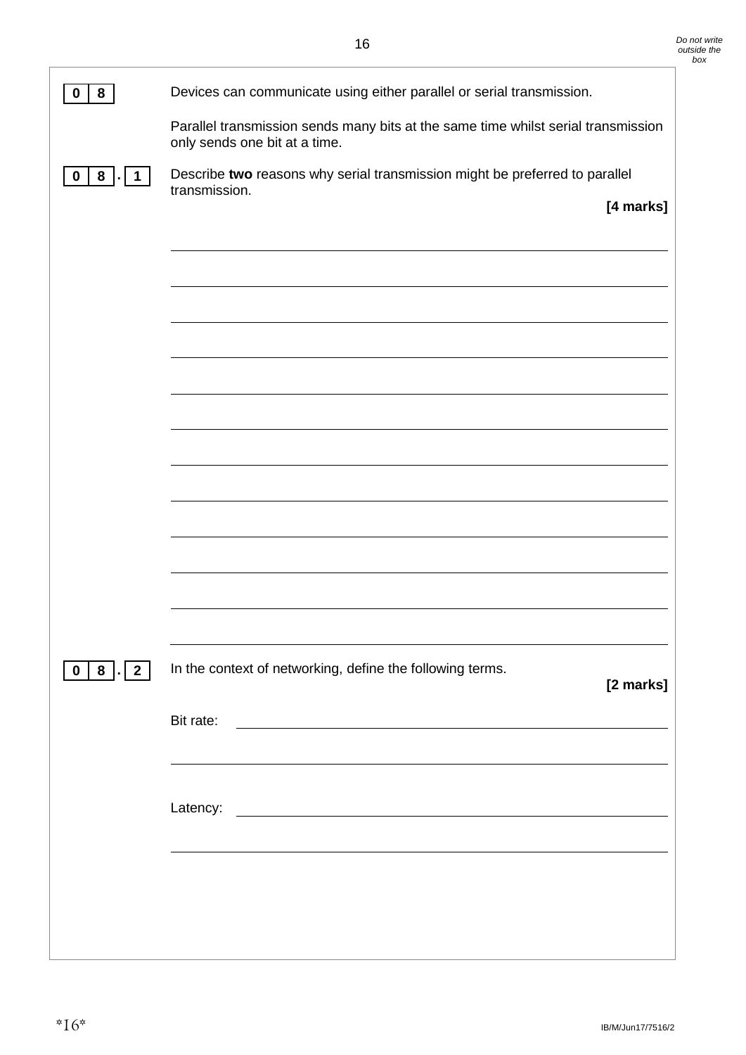**0 8** Devices can communicate using either parallel or serial transmission.

Parallel transmission sends many bits at the same time whilst serial transmission only sends one bit at a time.

**0 8 . 1** Describe **two** reasons why serial transmission might be preferred to parallel transmission.

**[4 marks]**

**0 8 . 2** In the context of networking, define the following terms.

**[2 marks]**

Bit rate:

Latency: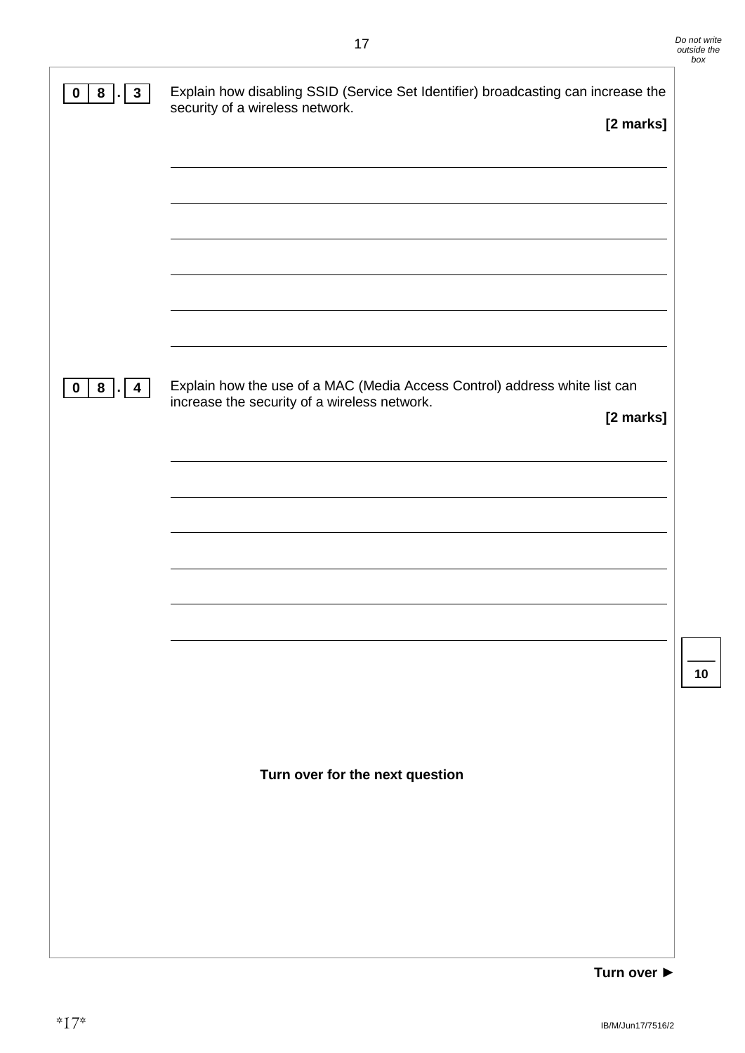**0 8 . 3** Explain how disabling SSID (Service Set Identifier) broadcasting can increase the security of a wireless network.

**[2 marks]**

**0 8 . 4** Explain how the use of a MAC (Media Access Control) address white list can increase the security of a wireless network.

**[2 marks]**

**Turn over for the next question**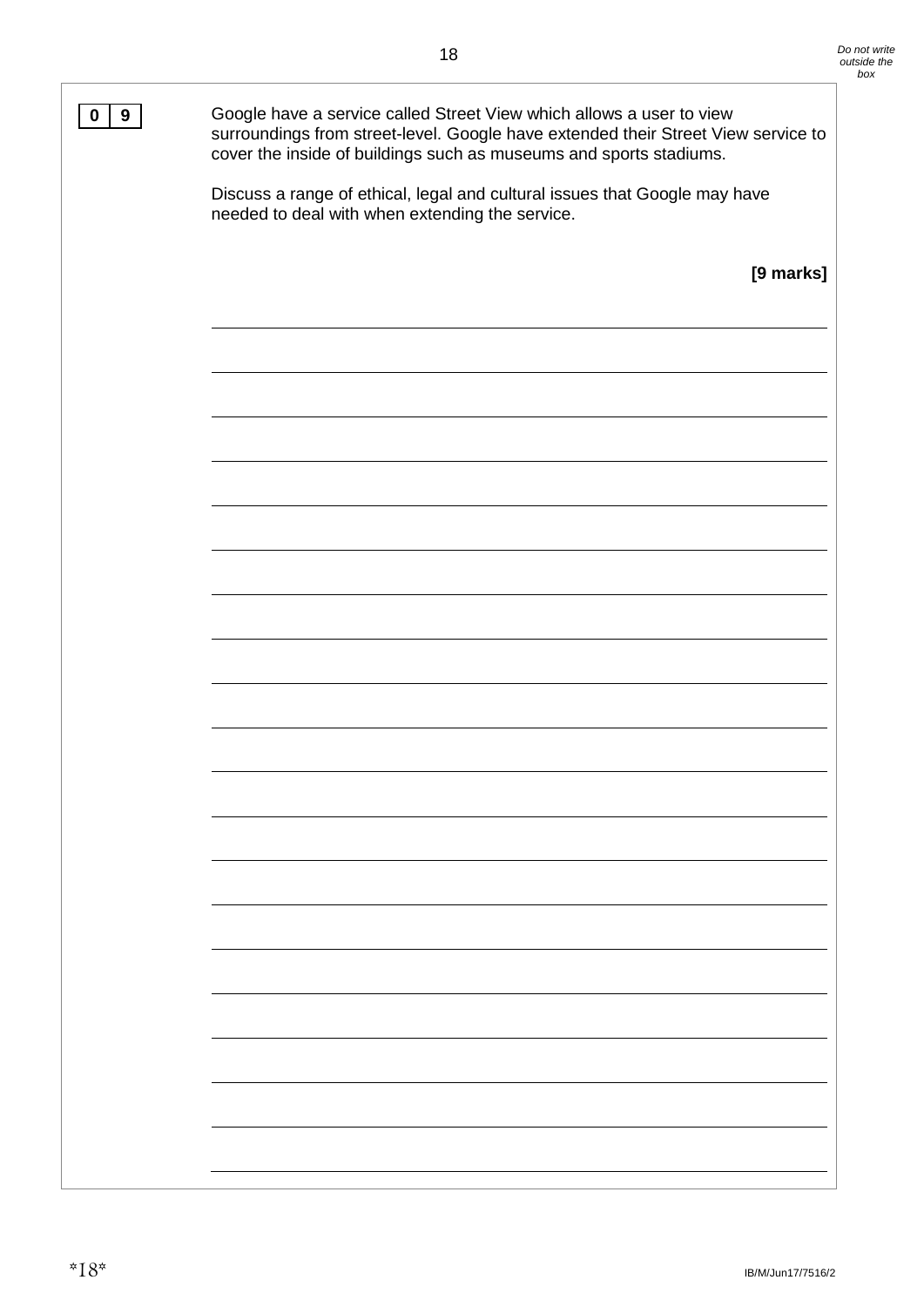**0 9**

Google have a service called Street View which allows a user to view surroundings from street-level. Google have extended their Street View service to cover the inside of buildings such as museums and sports stadiums.

Discuss a range of ethical, legal and cultural issues that Google may have needed to deal with when extending the service.

**[9 marks]**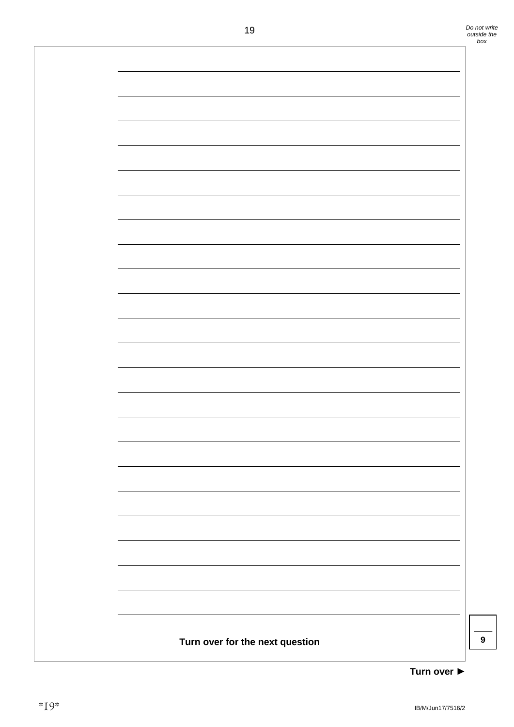**Turn over for the next question**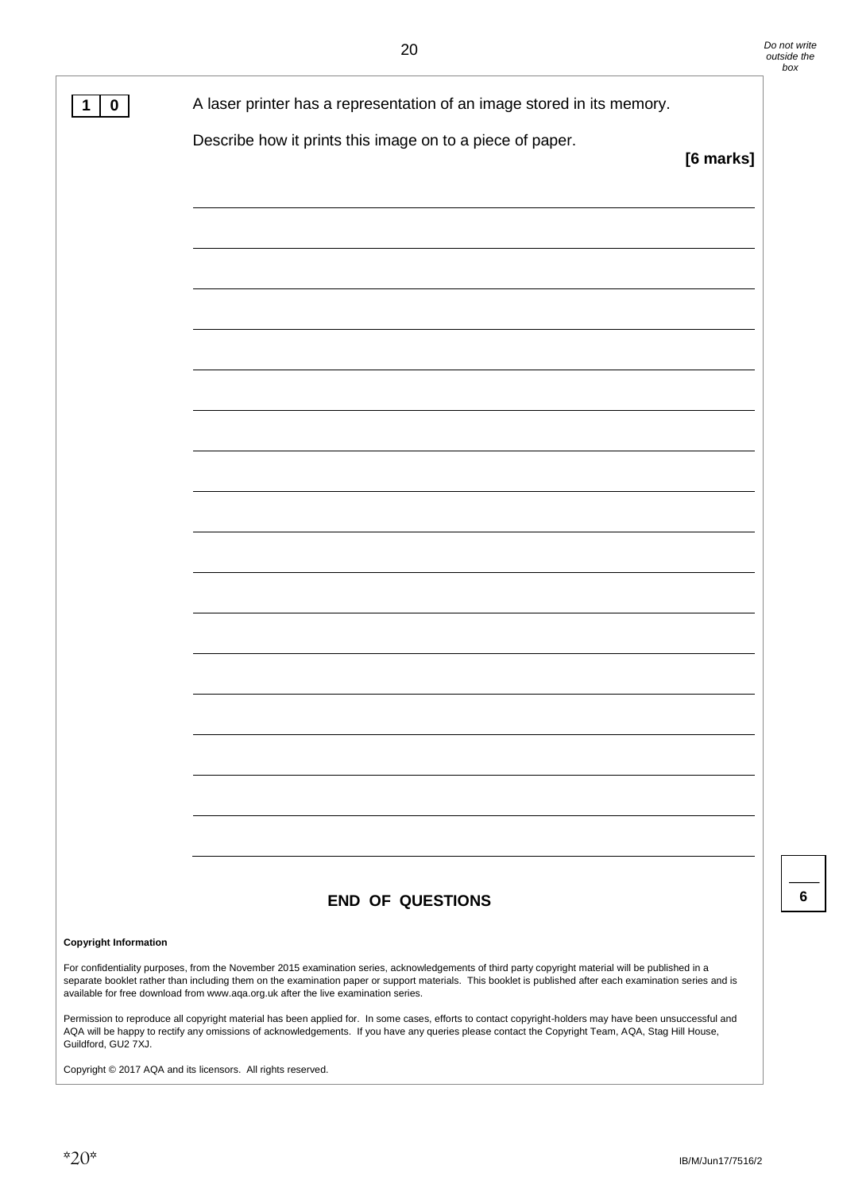**1 0** A laser printer has a representation of an image stored in its memory.

Describe how it prints this image on to a piece of paper.

**[6 marks]**

**END OF QUESTIONS**

**Copyright Information**

For confidentiality purposes, from the November 2015 examination series, acknowledgements of third party copyright material will be published in a separate booklet rather than including them on the examination paper or support materials. This booklet is published after each examination series and is available for free download from www.aqa.org.uk after the live examination series.

Permission to reproduce all copyright material has been applied for. In some cases, efforts to contact copyright-holders may have been unsuccessful and AQA will be happy to rectify any omissions of acknowledgements. If you have any queries please contact the Copyright Team, AQA, Stag Hill House, Guildford, GU2 7XJ.

Copyright © 2017 AQA and its licensors. All rights reserved.